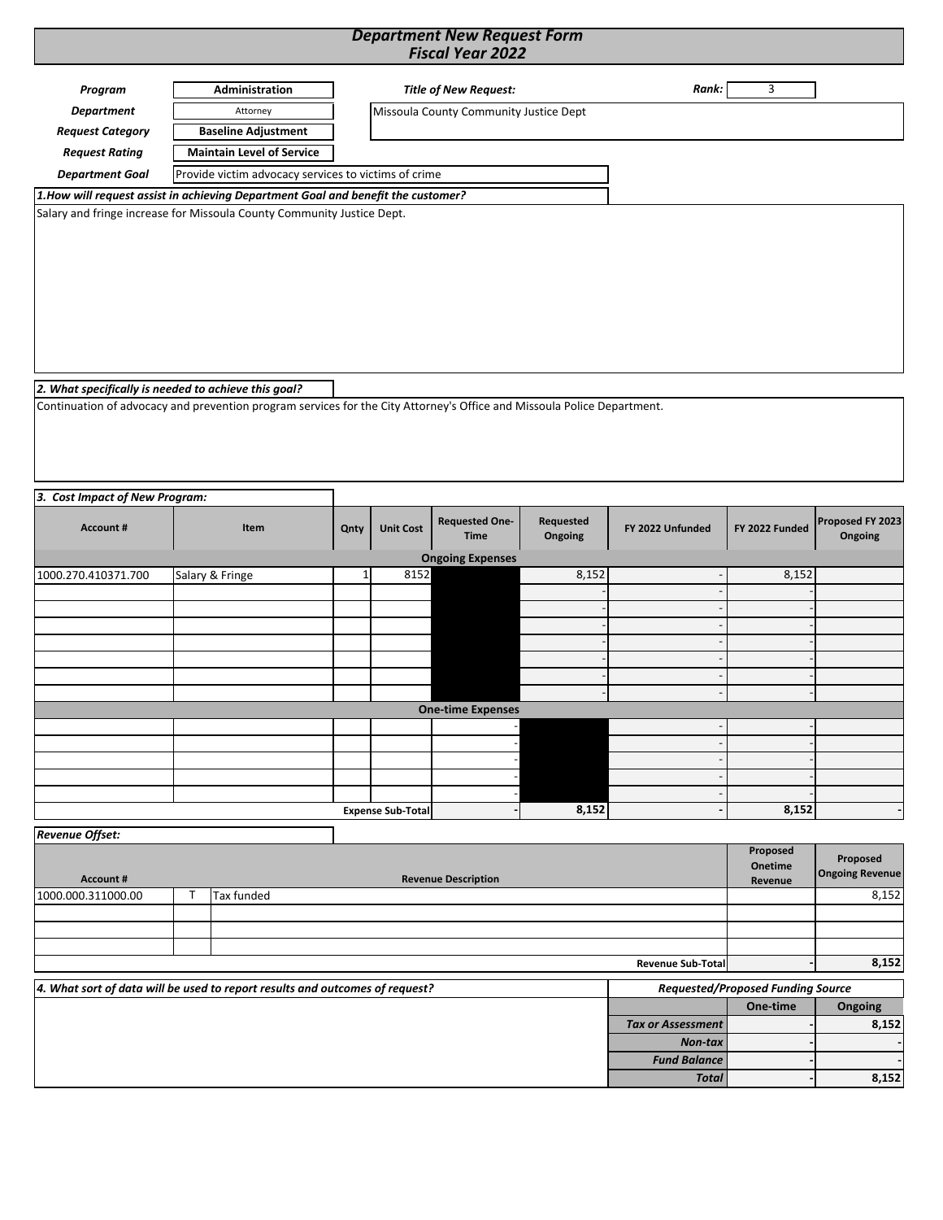# Department New Request Form
## Fiscal Year 2022

| | | | |
|---|---|---|---|
| ***Program*** | **Administration** | ***Title of New Request:*** | ***Rank:*** 3 |
| ***Department*** | Attorney | Missoula County Community Justice Dept | |
| ***Request Category*** | **Baseline Adjustment** | | |
| ***Request Rating*** | **Maintain Level of Service** | | |
| ***Department Goal*** | Provide victim advocacy services to victims of crime | | |

***1.How will request assist in achieving Department Goal and benefit the customer?***

Salary and fringe increase for Missoula County Community Justice Dept.

***2. What specifically is needed to achieve this goal?***

Continuation of advocacy and prevention program services for the City Attorney's Office and Missoula Police Department.

***3. Cost Impact of New Program:***

| Account # | Item | Qnty | Unit Cost | Requested One-Time | Requested Ongoing | FY 2022 Unfunded | FY 2022 Funded | Proposed FY 2023 Ongoing |
|---|---|---|---|---|---|---|---|---|
| | | | | **Ongoing Expenses** | | | | |
| 1000.270.410371.700 | Salary & Fringe | 1 | 8152 | | 8,152 | - | 8,152 | |
| | | | | | - | - | - | |
| | | | | | - | - | - | |
| | | | | | - | - | - | |
| | | | | | - | - | - | |
| | | | | | - | - | - | |
| | | | | | - | - | - | |
| | | | | | - | - | - | |
| | | | | **One-time Expenses** | | | | |
| | | | | - | | - | - | |
| | | | | - | | - | - | |
| | | | | - | | - | - | |
| | | | | - | | - | - | |
| | | | | - | | - | - | |
| | | | **Expense Sub-Total** | - | **8,152** | **-** | **8,152** | - |

***Revenue Offset:***

| Account # | | Revenue Description | Proposed Onetime Revenue | Proposed Ongoing Revenue |
|---|---|---|---|---|
| 1000.000.311000.00 | T | Tax funded | | 8,152 |
| | | | | |
| | | | | |
| | | | | |
| | | **Revenue Sub-Total** | - | **8,152** |

***4. What sort of data will be used to report results and outcomes of request?***

| ***Requested/Proposed Funding Source*** | One-time | Ongoing |
|---|---|---|
| ***Tax or Assessment*** | - | 8,152 |
| ***Non-tax*** | - | - |
| ***Fund Balance*** | - | - |
| ***Total*** | - | 8,152 |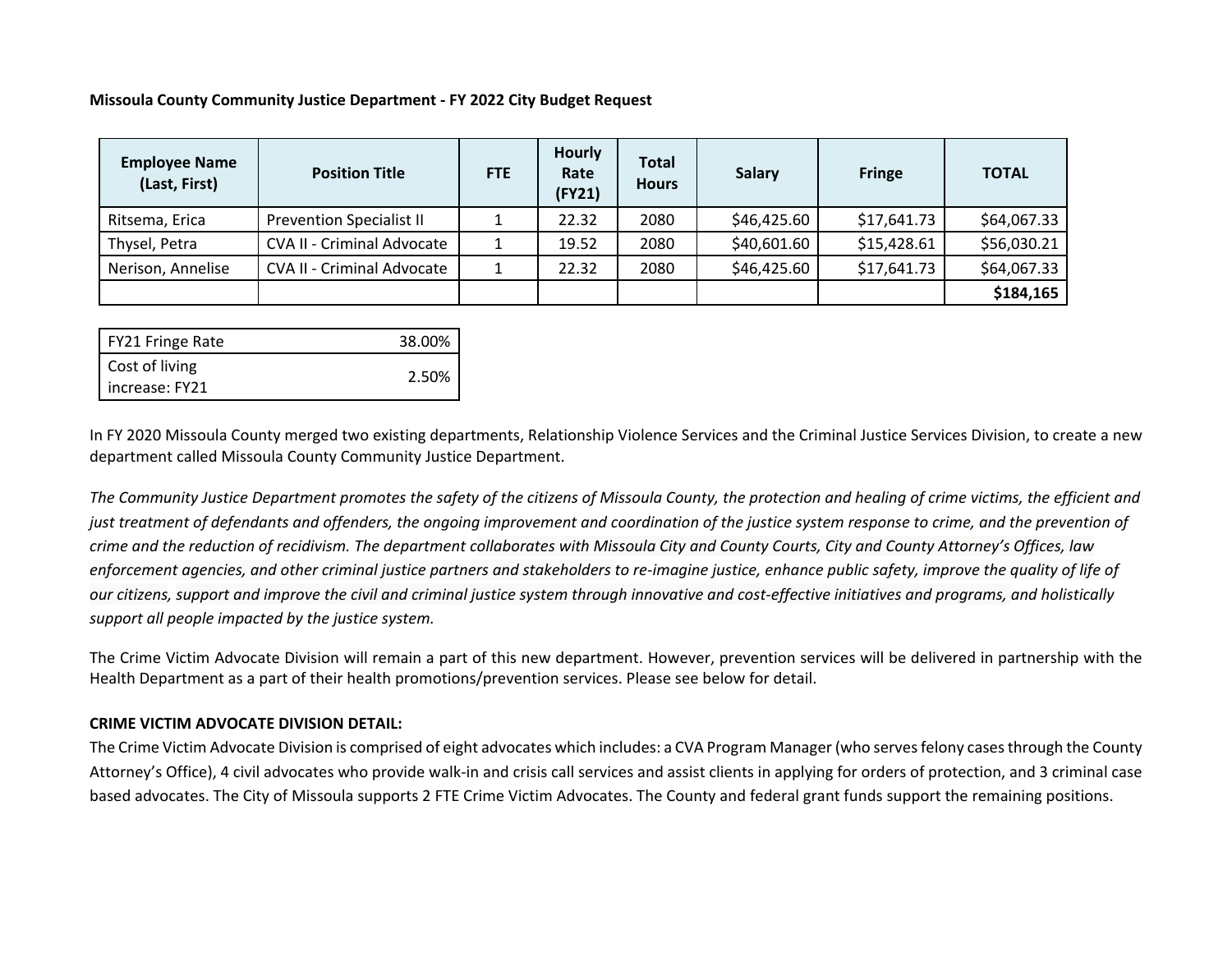**Missoula County Community Justice Department - FY 2022 City Budget Request**

| Employee Name (Last, First) | Position Title | FTE | Hourly Rate (FY21) | Total Hours | Salary | Fringe | TOTAL |
|---|---|---|---|---|---|---|---|
| Ritsema, Erica | Prevention Specialist II | 1 | 22.32 | 2080 | $46,425.60 | $17,641.73 | $64,067.33 |
| Thysel, Petra | CVA II - Criminal Advocate | 1 | 19.52 | 2080 | $40,601.60 | $15,428.61 | $56,030.21 |
| Nerison, Annelise | CVA II - Criminal Advocate | 1 | 22.32 | 2080 | $46,425.60 | $17,641.73 | $64,067.33 |
| | | | | | | | **$184,165** |

| | |
|---|---|
| FY21 Fringe Rate | 38.00% |
| Cost of living increase: FY21 | 2.50% |

In FY 2020 Missoula County merged two existing departments, Relationship Violence Services and the Criminal Justice Services Division, to create a new department called Missoula County Community Justice Department.

*The Community Justice Department promotes the safety of the citizens of Missoula County, the protection and healing of crime victims, the efficient and just treatment of defendants and offenders, the ongoing improvement and coordination of the justice system response to crime, and the prevention of crime and the reduction of recidivism. The department collaborates with Missoula City and County Courts, City and County Attorney's Offices, law enforcement agencies, and other criminal justice partners and stakeholders to re-imagine justice, enhance public safety, improve the quality of life of our citizens, support and improve the civil and criminal justice system through innovative and cost-effective initiatives and programs, and holistically support all people impacted by the justice system.*

The Crime Victim Advocate Division will remain a part of this new department. However, prevention services will be delivered in partnership with the Health Department as a part of their health promotions/prevention services. Please see below for detail.

**CRIME VICTIM ADVOCATE DIVISION DETAIL:**

The Crime Victim Advocate Division is comprised of eight advocates which includes: a CVA Program Manager (who serves felony cases through the County Attorney's Office), 4 civil advocates who provide walk-in and crisis call services and assist clients in applying for orders of protection, and 3 criminal case based advocates. The City of Missoula supports 2 FTE Crime Victim Advocates. The County and federal grant funds support the remaining positions.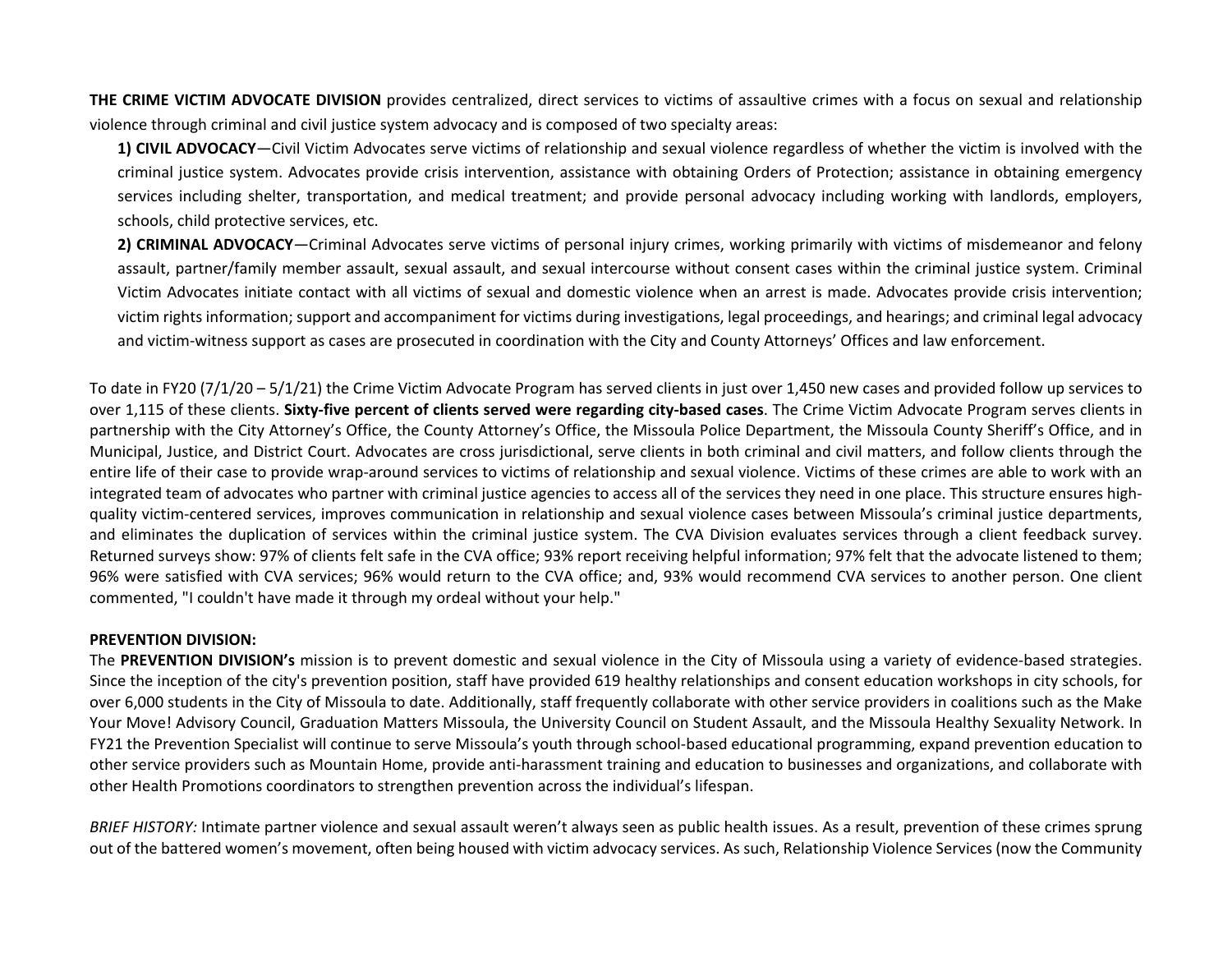**THE CRIME VICTIM ADVOCATE DIVISION** provides centralized, direct services to victims of assaultive crimes with a focus on sexual and relationship violence through criminal and civil justice system advocacy and is composed of two specialty areas:

**1) CIVIL ADVOCACY**—Civil Victim Advocates serve victims of relationship and sexual violence regardless of whether the victim is involved with the criminal justice system. Advocates provide crisis intervention, assistance with obtaining Orders of Protection; assistance in obtaining emergency services including shelter, transportation, and medical treatment; and provide personal advocacy including working with landlords, employers, schools, child protective services, etc.

**2) CRIMINAL ADVOCACY**—Criminal Advocates serve victims of personal injury crimes, working primarily with victims of misdemeanor and felony assault, partner/family member assault, sexual assault, and sexual intercourse without consent cases within the criminal justice system. Criminal Victim Advocates initiate contact with all victims of sexual and domestic violence when an arrest is made. Advocates provide crisis intervention; victim rights information; support and accompaniment for victims during investigations, legal proceedings, and hearings; and criminal legal advocacy and victim-witness support as cases are prosecuted in coordination with the City and County Attorneys' Offices and law enforcement.

To date in FY20 (7/1/20 – 5/1/21) the Crime Victim Advocate Program has served clients in just over 1,450 new cases and provided follow up services to over 1,115 of these clients. **Sixty-five percent of clients served were regarding city-based cases**. The Crime Victim Advocate Program serves clients in partnership with the City Attorney's Office, the County Attorney's Office, the Missoula Police Department, the Missoula County Sheriff's Office, and in Municipal, Justice, and District Court. Advocates are cross jurisdictional, serve clients in both criminal and civil matters, and follow clients through the entire life of their case to provide wrap-around services to victims of relationship and sexual violence. Victims of these crimes are able to work with an integrated team of advocates who partner with criminal justice agencies to access all of the services they need in one place. This structure ensures high-quality victim-centered services, improves communication in relationship and sexual violence cases between Missoula's criminal justice departments, and eliminates the duplication of services within the criminal justice system. The CVA Division evaluates services through a client feedback survey. Returned surveys show: 97% of clients felt safe in the CVA office; 93% report receiving helpful information; 97% felt that the advocate listened to them; 96% were satisfied with CVA services; 96% would return to the CVA office; and, 93% would recommend CVA services to another person. One client commented, "I couldn't have made it through my ordeal without your help."

**PREVENTION DIVISION:**

The **PREVENTION DIVISION's** mission is to prevent domestic and sexual violence in the City of Missoula using a variety of evidence-based strategies. Since the inception of the city's prevention position, staff have provided 619 healthy relationships and consent education workshops in city schools, for over 6,000 students in the City of Missoula to date. Additionally, staff frequently collaborate with other service providers in coalitions such as the Make Your Move! Advisory Council, Graduation Matters Missoula, the University Council on Student Assault, and the Missoula Healthy Sexuality Network. In FY21 the Prevention Specialist will continue to serve Missoula's youth through school-based educational programming, expand prevention education to other service providers such as Mountain Home, provide anti-harassment training and education to businesses and organizations, and collaborate with other Health Promotions coordinators to strengthen prevention across the individual's lifespan.

*BRIEF HISTORY:* Intimate partner violence and sexual assault weren't always seen as public health issues. As a result, prevention of these crimes sprung out of the battered women's movement, often being housed with victim advocacy services. As such, Relationship Violence Services (now the Community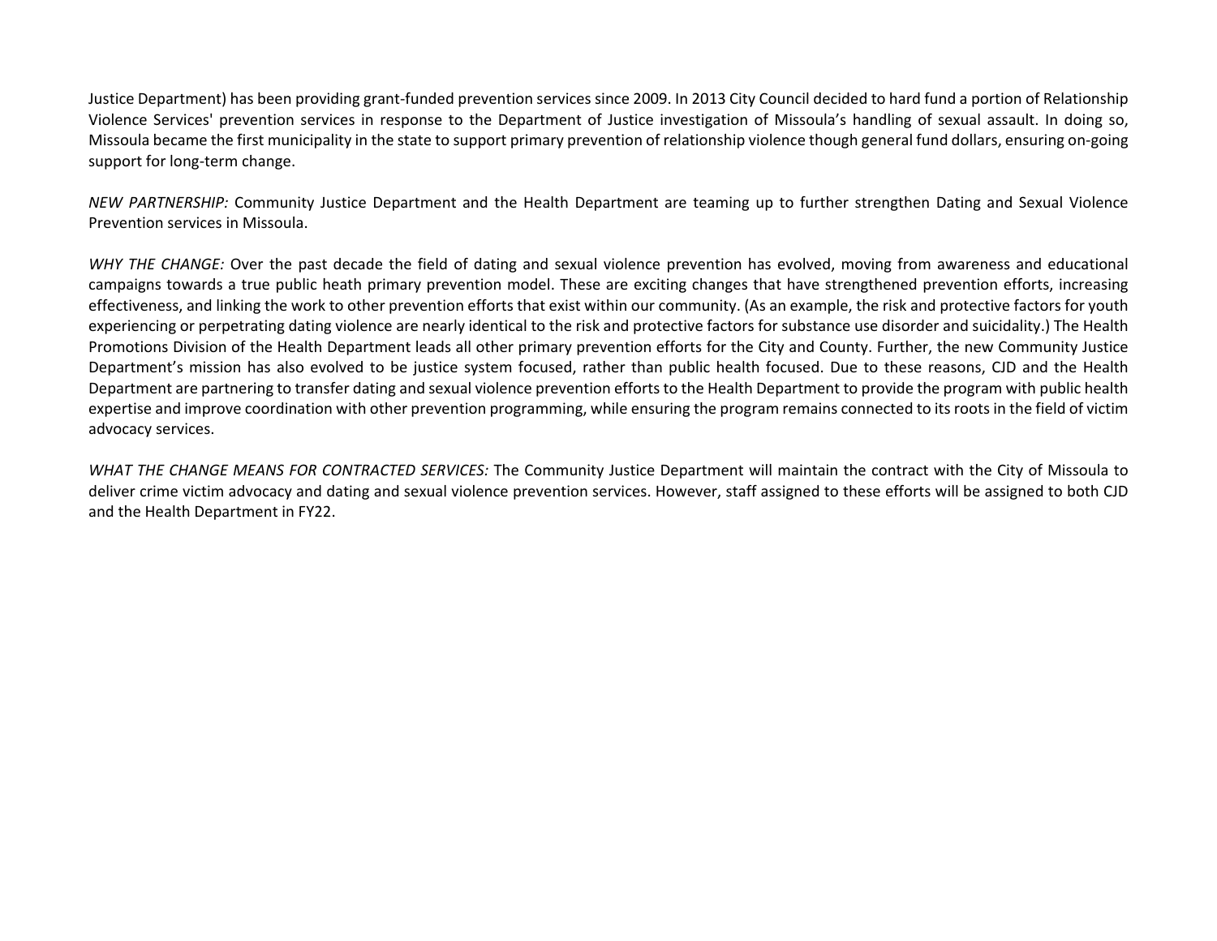Justice Department) has been providing grant-funded prevention services since 2009. In 2013 City Council decided to hard fund a portion of Relationship Violence Services' prevention services in response to the Department of Justice investigation of Missoula's handling of sexual assault. In doing so, Missoula became the first municipality in the state to support primary prevention of relationship violence though general fund dollars, ensuring on-going support for long-term change.

*NEW PARTNERSHIP:* Community Justice Department and the Health Department are teaming up to further strengthen Dating and Sexual Violence Prevention services in Missoula.

*WHY THE CHANGE:* Over the past decade the field of dating and sexual violence prevention has evolved, moving from awareness and educational campaigns towards a true public heath primary prevention model. These are exciting changes that have strengthened prevention efforts, increasing effectiveness, and linking the work to other prevention efforts that exist within our community. (As an example, the risk and protective factors for youth experiencing or perpetrating dating violence are nearly identical to the risk and protective factors for substance use disorder and suicidality.) The Health Promotions Division of the Health Department leads all other primary prevention efforts for the City and County. Further, the new Community Justice Department's mission has also evolved to be justice system focused, rather than public health focused. Due to these reasons, CJD and the Health Department are partnering to transfer dating and sexual violence prevention efforts to the Health Department to provide the program with public health expertise and improve coordination with other prevention programming, while ensuring the program remains connected to its roots in the field of victim advocacy services.

*WHAT THE CHANGE MEANS FOR CONTRACTED SERVICES:* The Community Justice Department will maintain the contract with the City of Missoula to deliver crime victim advocacy and dating and sexual violence prevention services. However, staff assigned to these efforts will be assigned to both CJD and the Health Department in FY22.